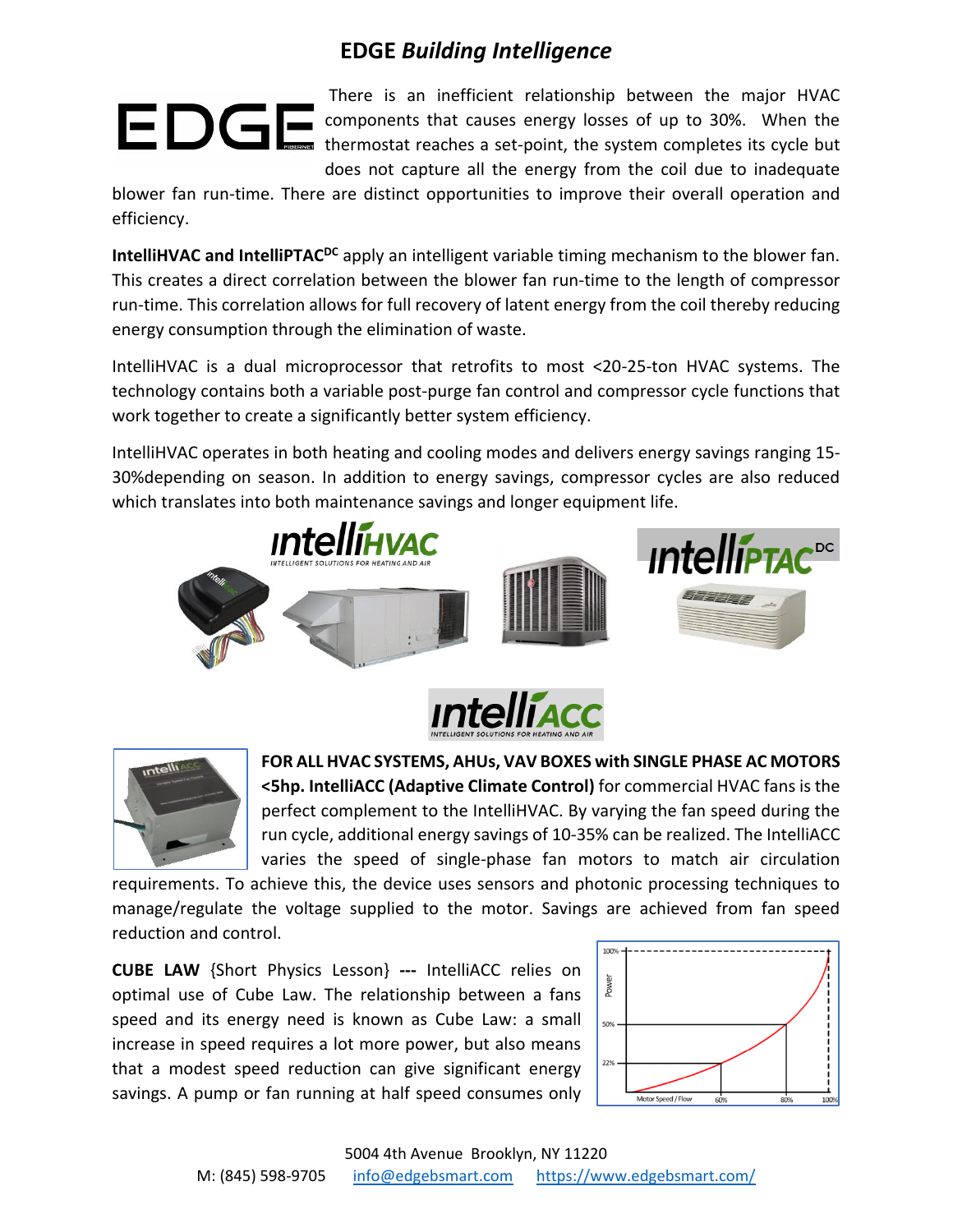# EDGE *Building Intelligence*

There is an inefficient relationship between the major HVAC components that causes energy losses of up to 30%. When the thermostat reaches a set-point, the system completes its cycle but does not capture all the energy from the coil due to inadequate blower fan run-time. There are distinct opportunities to improve their overall operation and efficiency.

**IntelliHVAC and IntelliPTAC$^{DC}$** apply an intelligent variable timing mechanism to the blower fan. This creates a direct correlation between the blower fan run-time to the length of compressor run-time. This correlation allows for full recovery of latent energy from the coil thereby reducing energy consumption through the elimination of waste.

IntelliHVAC is a dual microprocessor that retrofits to most <20-25-ton HVAC systems. The technology contains both a variable post-purge fan control and compressor cycle functions that work together to create a significantly better system efficiency.

IntelliHVAC operates in both heating and cooling modes and delivers energy savings ranging 15-30%depending on season. In addition to energy savings, compressor cycles are also reduced which translates into both maintenance savings and longer equipment life.

**FOR ALL HVAC SYSTEMS, AHUs, VAV BOXES with SINGLE PHASE AC MOTORS <5hp. IntelliACC (Adaptive Climate Control)** for commercial HVAC fans is the perfect complement to the IntelliHVAC. By varying the fan speed during the run cycle, additional energy savings of 10-35% can be realized. The IntelliACC varies the speed of single-phase fan motors to match air circulation requirements. To achieve this, the device uses sensors and photonic processing techniques to manage/regulate the voltage supplied to the motor. Savings are achieved from fan speed reduction and control.

**CUBE LAW** {Short Physics Lesson} **---** IntelliACC relies on optimal use of Cube Law. The relationship between a fans speed and its energy need is known as Cube Law: a small increase in speed requires a lot more power, but also means that a modest speed reduction can give significant energy savings. A pump or fan running at half speed consumes only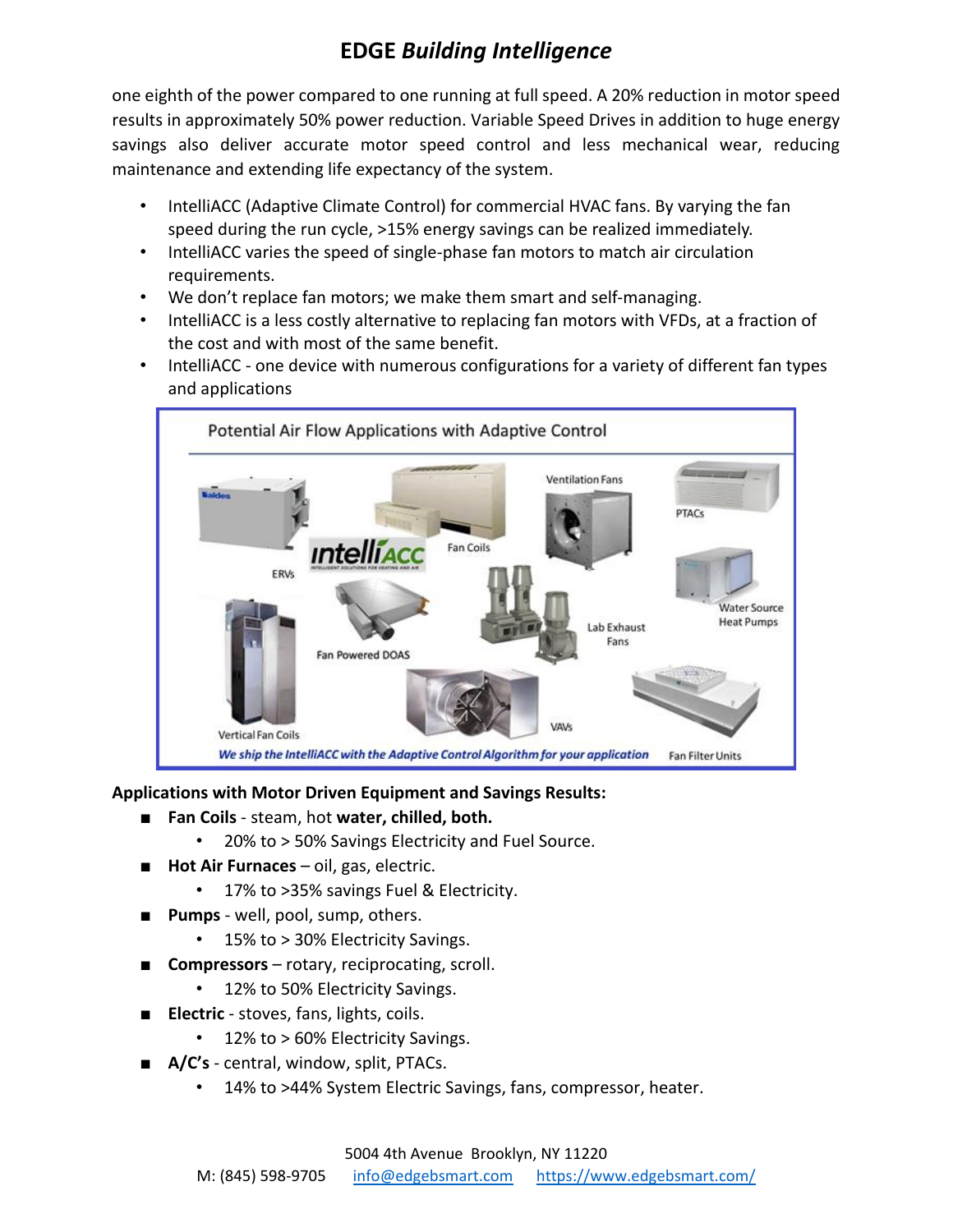one eighth of the power compared to one running at full speed. A 20% reduction in motor speed results in approximately 50% power reduction. Variable Speed Drives in addition to huge energy savings also deliver accurate motor speed control and less mechanical wear, reducing maintenance and extending life expectancy of the system.

- IntelliACC (Adaptive Climate Control) for commercial HVAC fans. By varying the fan speed during the run cycle, >15% energy savings can be realized immediately.
- IntelliACC varies the speed of single-phase fan motors to match air circulation requirements.
- We don't replace fan motors; we make them smart and self-managing.
- IntelliACC is a less costly alternative to replacing fan motors with VFDs, at a fraction of the cost and with most of the same benefit.
- IntelliACC - one device with numerous configurations for a variety of different fan types and applications

**Applications with Motor Driven Equipment and Savings Results:**

- **Fan Coils** - steam, hot **water, chilled, both.**
  - 20% to > 50% Savings Electricity and Fuel Source.
- **Hot Air Furnaces** – oil, gas, electric.
  - 17% to >35% savings Fuel & Electricity.
- **Pumps** - well, pool, sump, others.
  - 15% to > 30% Electricity Savings.
- **Compressors** – rotary, reciprocating, scroll.
  - 12% to 50% Electricity Savings.
- **Electric** - stoves, fans, lights, coils.
  - 12% to > 60% Electricity Savings.
- **A/C's** - central, window, split, PTACs.
  - 14% to >44% System Electric Savings, fans, compressor, heater.

5004 4th Avenue Brooklyn, NY 11220

M: (845) 598-9705 info@edgebsmart.com https://www.edgebsmart.com/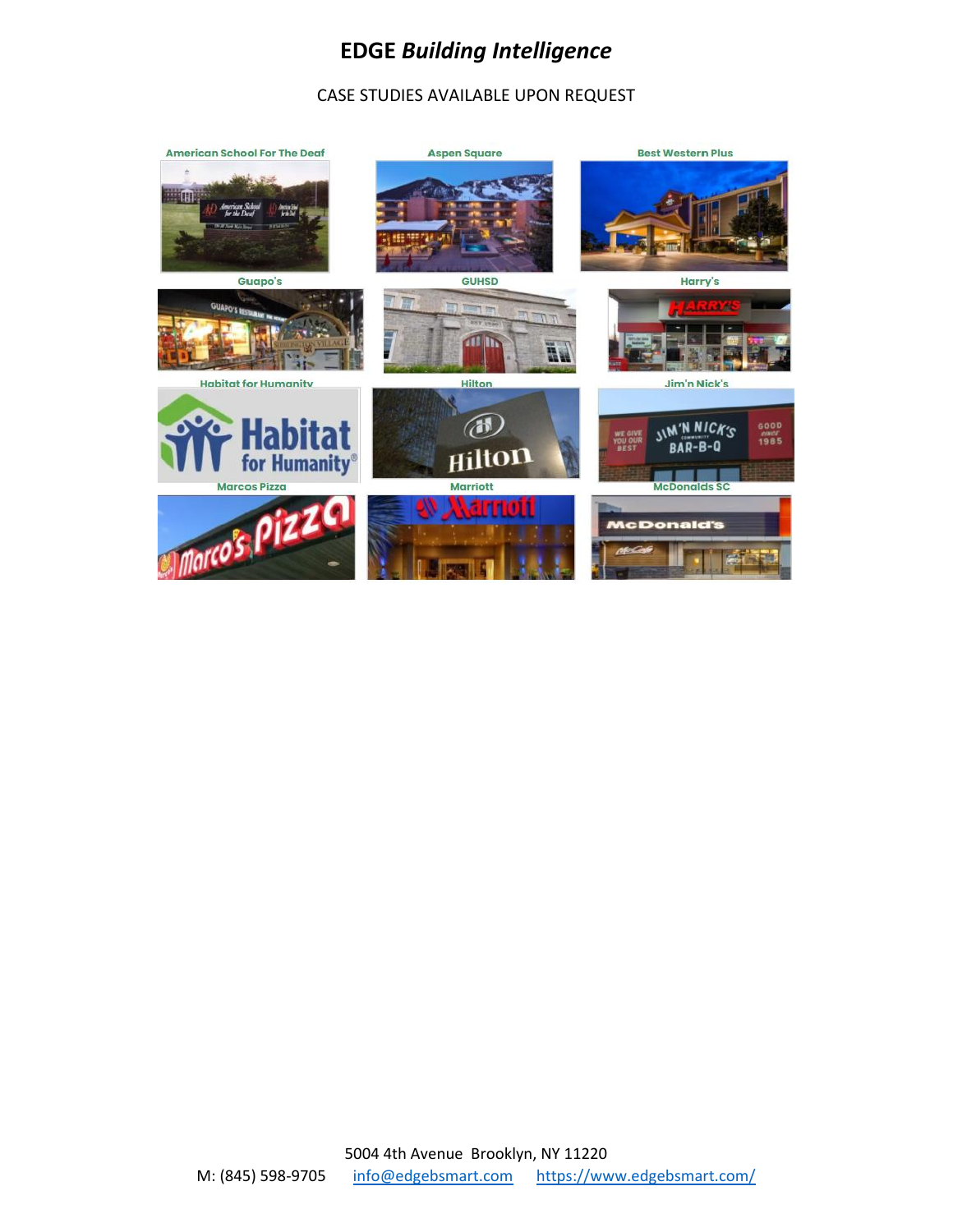# EDGE *Building Intelligence*

CASE STUDIES AVAILABLE UPON REQUEST

American School For The Deaf

Aspen Square

Best Western Plus

Guapo's

GUHSD

Harry's

Habitat for Humanity

Hilton

Jim'n Nick's

Marcos Pizza

Marriott

McDonalds SC

5004 4th Avenue Brooklyn, NY 11220

M: (845) 598-9705 info@edgebsmart.com https://www.edgebsmart.com/